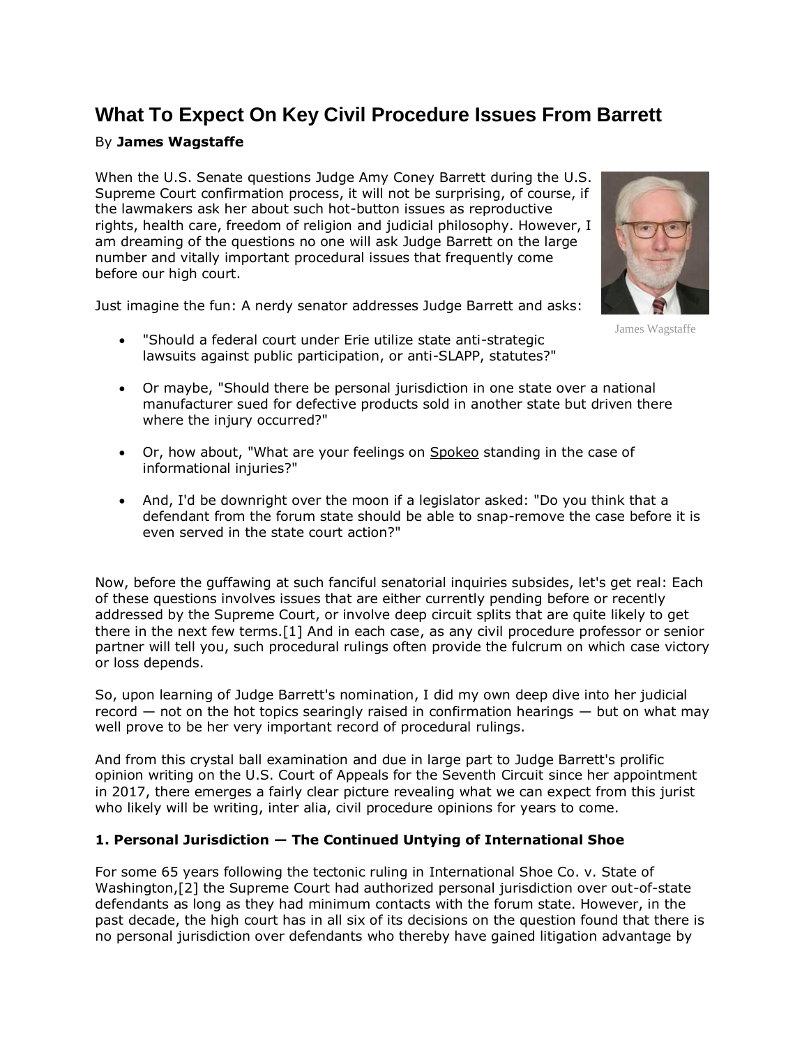# What To Expect On Key Civil Procedure Issues From Barrett

By **James Wagstaffe**

When the U.S. Senate questions Judge Amy Coney Barrett during the U.S. Supreme Court confirmation process, it will not be surprising, of course, if the lawmakers ask her about such hot-button issues as reproductive rights, health care, freedom of religion and judicial philosophy. However, I am dreaming of the questions no one will ask Judge Barrett on the large number and vitally important procedural issues that frequently come before our high court.

James Wagstaffe

Just imagine the fun: A nerdy senator addresses Judge Barrett and asks:

- "Should a federal court under Erie utilize state anti-strategic lawsuits against public participation, or anti-SLAPP, statutes?"
- Or maybe, "Should there be personal jurisdiction in one state over a national manufacturer sued for defective products sold in another state but driven there where the injury occurred?"
- Or, how about, "What are your feelings on Spokeo standing in the case of informational injuries?"
- And, I'd be downright over the moon if a legislator asked: "Do you think that a defendant from the forum state should be able to snap-remove the case before it is even served in the state court action?"

Now, before the guffawing at such fanciful senatorial inquiries subsides, let's get real: Each of these questions involves issues that are either currently pending before or recently addressed by the Supreme Court, or involve deep circuit splits that are quite likely to get there in the next few terms.[1] And in each case, as any civil procedure professor or senior partner will tell you, such procedural rulings often provide the fulcrum on which case victory or loss depends.

So, upon learning of Judge Barrett's nomination, I did my own deep dive into her judicial record — not on the hot topics searingly raised in confirmation hearings — but on what may well prove to be her very important record of procedural rulings.

And from this crystal ball examination and due in large part to Judge Barrett's prolific opinion writing on the U.S. Court of Appeals for the Seventh Circuit since her appointment in 2017, there emerges a fairly clear picture revealing what we can expect from this jurist who likely will be writing, inter alia, civil procedure opinions for years to come.

**1. Personal Jurisdiction — The Continued Untying of International Shoe**

For some 65 years following the tectonic ruling in International Shoe Co. v. State of Washington,[2] the Supreme Court had authorized personal jurisdiction over out-of-state defendants as long as they had minimum contacts with the forum state. However, in the past decade, the high court has in all six of its decisions on the question found that there is no personal jurisdiction over defendants who thereby have gained litigation advantage by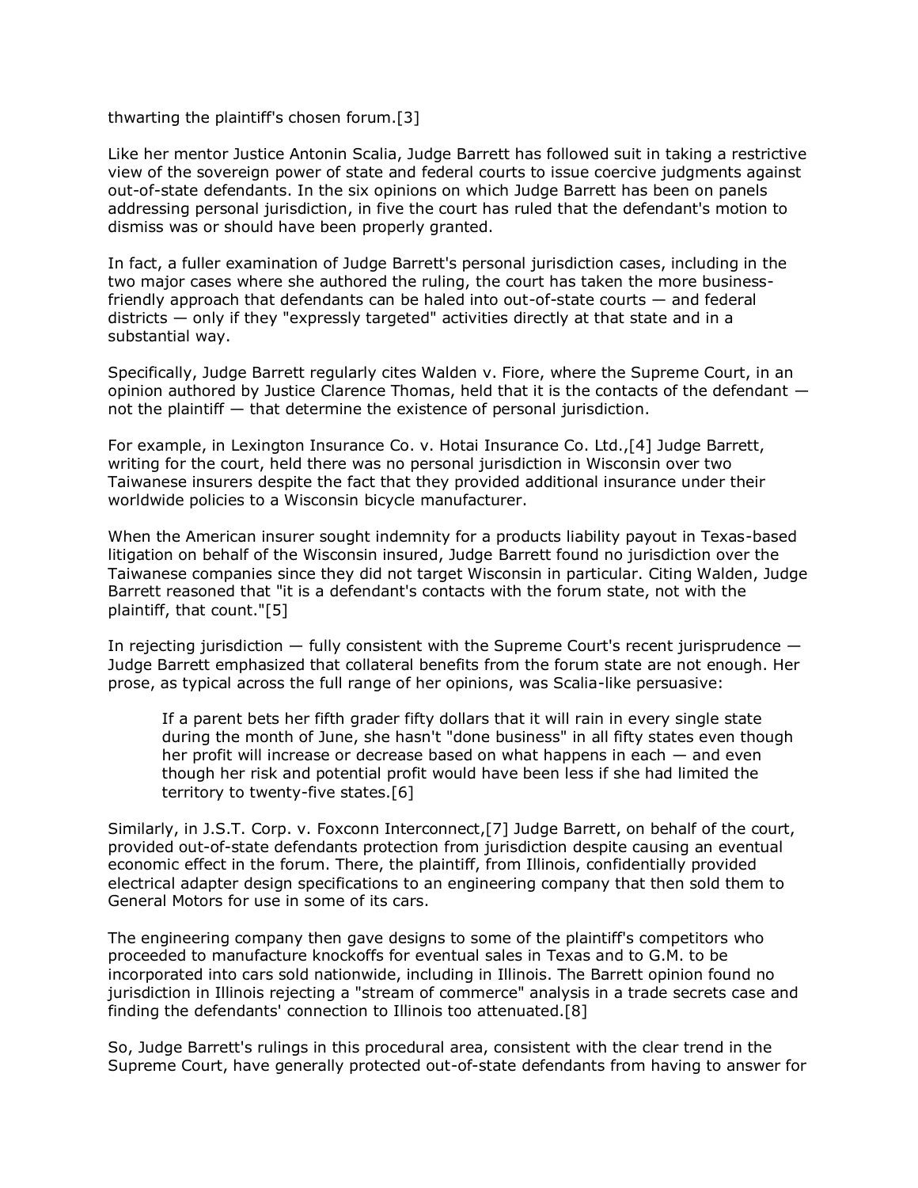thwarting the plaintiff's chosen forum.[3]

Like her mentor Justice Antonin Scalia, Judge Barrett has followed suit in taking a restrictive view of the sovereign power of state and federal courts to issue coercive judgments against out-of-state defendants. In the six opinions on which Judge Barrett has been on panels addressing personal jurisdiction, in five the court has ruled that the defendant's motion to dismiss was or should have been properly granted.

In fact, a fuller examination of Judge Barrett's personal jurisdiction cases, including in the two major cases where she authored the ruling, the court has taken the more business-friendly approach that defendants can be haled into out-of-state courts — and federal districts — only if they "expressly targeted" activities directly at that state and in a substantial way.

Specifically, Judge Barrett regularly cites Walden v. Fiore, where the Supreme Court, in an opinion authored by Justice Clarence Thomas, held that it is the contacts of the defendant — not the plaintiff — that determine the existence of personal jurisdiction.

For example, in Lexington Insurance Co. v. Hotai Insurance Co. Ltd.,[4] Judge Barrett, writing for the court, held there was no personal jurisdiction in Wisconsin over two Taiwanese insurers despite the fact that they provided additional insurance under their worldwide policies to a Wisconsin bicycle manufacturer.

When the American insurer sought indemnity for a products liability payout in Texas-based litigation on behalf of the Wisconsin insured, Judge Barrett found no jurisdiction over the Taiwanese companies since they did not target Wisconsin in particular. Citing Walden, Judge Barrett reasoned that "it is a defendant's contacts with the forum state, not with the plaintiff, that count."[5]

In rejecting jurisdiction — fully consistent with the Supreme Court's recent jurisprudence — Judge Barrett emphasized that collateral benefits from the forum state are not enough. Her prose, as typical across the full range of her opinions, was Scalia-like persuasive:

> If a parent bets her fifth grader fifty dollars that it will rain in every single state during the month of June, she hasn't "done business" in all fifty states even though her profit will increase or decrease based on what happens in each — and even though her risk and potential profit would have been less if she had limited the territory to twenty-five states.[6]

Similarly, in J.S.T. Corp. v. Foxconn Interconnect,[7] Judge Barrett, on behalf of the court, provided out-of-state defendants protection from jurisdiction despite causing an eventual economic effect in the forum. There, the plaintiff, from Illinois, confidentially provided electrical adapter design specifications to an engineering company that then sold them to General Motors for use in some of its cars.

The engineering company then gave designs to some of the plaintiff's competitors who proceeded to manufacture knockoffs for eventual sales in Texas and to G.M. to be incorporated into cars sold nationwide, including in Illinois. The Barrett opinion found no jurisdiction in Illinois rejecting a "stream of commerce" analysis in a trade secrets case and finding the defendants' connection to Illinois too attenuated.[8]

So, Judge Barrett's rulings in this procedural area, consistent with the clear trend in the Supreme Court, have generally protected out-of-state defendants from having to answer for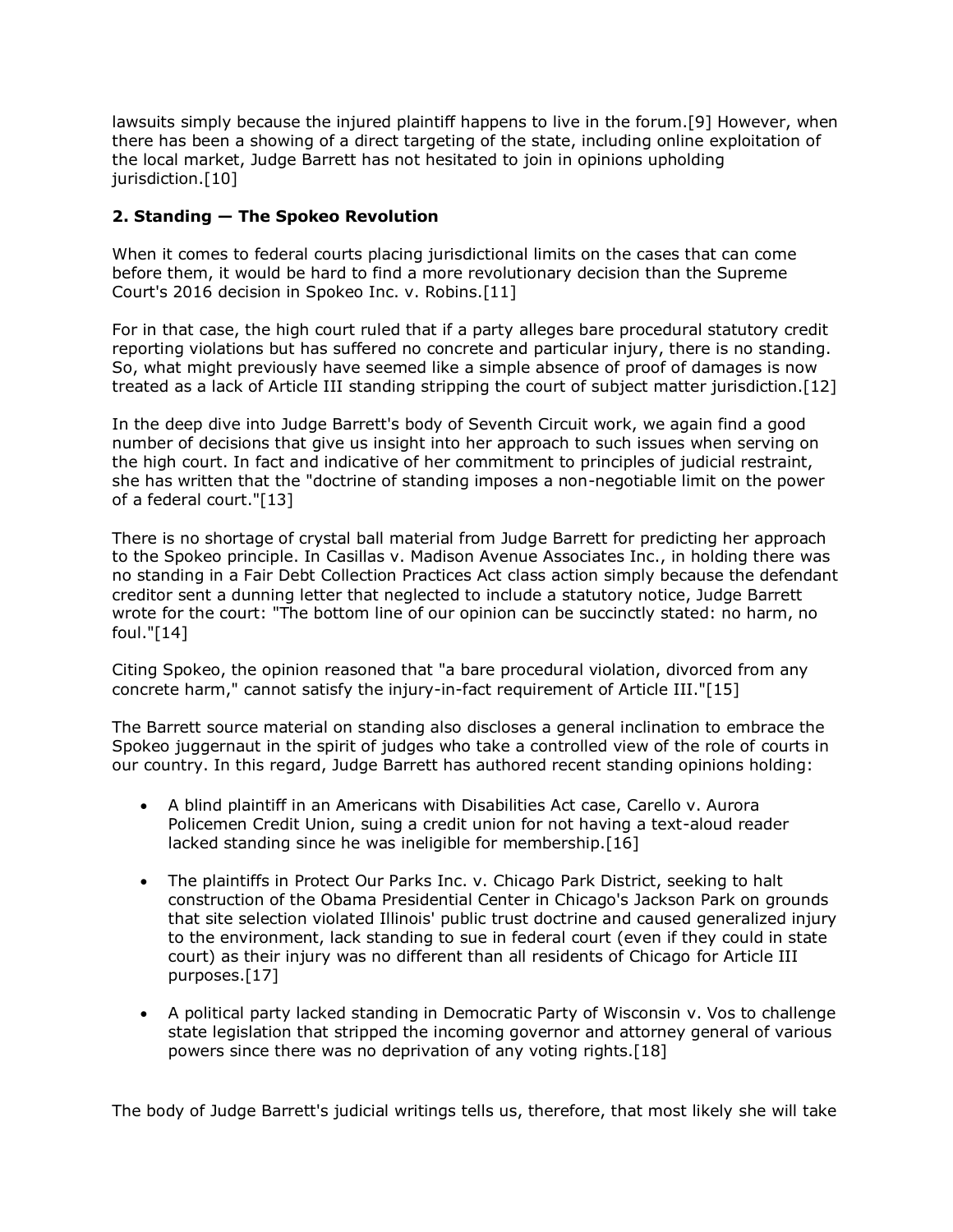lawsuits simply because the injured plaintiff happens to live in the forum.[9] However, when there has been a showing of a direct targeting of the state, including online exploitation of the local market, Judge Barrett has not hesitated to join in opinions upholding jurisdiction.[10]

### 2. Standing — The Spokeo Revolution

When it comes to federal courts placing jurisdictional limits on the cases that can come before them, it would be hard to find a more revolutionary decision than the Supreme Court's 2016 decision in Spokeo Inc. v. Robins.[11]

For in that case, the high court ruled that if a party alleges bare procedural statutory credit reporting violations but has suffered no concrete and particular injury, there is no standing. So, what might previously have seemed like a simple absence of proof of damages is now treated as a lack of Article III standing stripping the court of subject matter jurisdiction.[12]

In the deep dive into Judge Barrett's body of Seventh Circuit work, we again find a good number of decisions that give us insight into her approach to such issues when serving on the high court. In fact and indicative of her commitment to principles of judicial restraint, she has written that the "doctrine of standing imposes a non-negotiable limit on the power of a federal court."[13]

There is no shortage of crystal ball material from Judge Barrett for predicting her approach to the Spokeo principle. In Casillas v. Madison Avenue Associates Inc., in holding there was no standing in a Fair Debt Collection Practices Act class action simply because the defendant creditor sent a dunning letter that neglected to include a statutory notice, Judge Barrett wrote for the court: "The bottom line of our opinion can be succinctly stated: no harm, no foul."[14]

Citing Spokeo, the opinion reasoned that "a bare procedural violation, divorced from any concrete harm," cannot satisfy the injury-in-fact requirement of Article III."[15]

The Barrett source material on standing also discloses a general inclination to embrace the Spokeo juggernaut in the spirit of judges who take a controlled view of the role of courts in our country. In this regard, Judge Barrett has authored recent standing opinions holding:

- A blind plaintiff in an Americans with Disabilities Act case, Carello v. Aurora Policemen Credit Union, suing a credit union for not having a text-aloud reader lacked standing since he was ineligible for membership.[16]
- The plaintiffs in Protect Our Parks Inc. v. Chicago Park District, seeking to halt construction of the Obama Presidential Center in Chicago's Jackson Park on grounds that site selection violated Illinois' public trust doctrine and caused generalized injury to the environment, lack standing to sue in federal court (even if they could in state court) as their injury was no different than all residents of Chicago for Article III purposes.[17]
- A political party lacked standing in Democratic Party of Wisconsin v. Vos to challenge state legislation that stripped the incoming governor and attorney general of various powers since there was no deprivation of any voting rights.[18]

The body of Judge Barrett's judicial writings tells us, therefore, that most likely she will take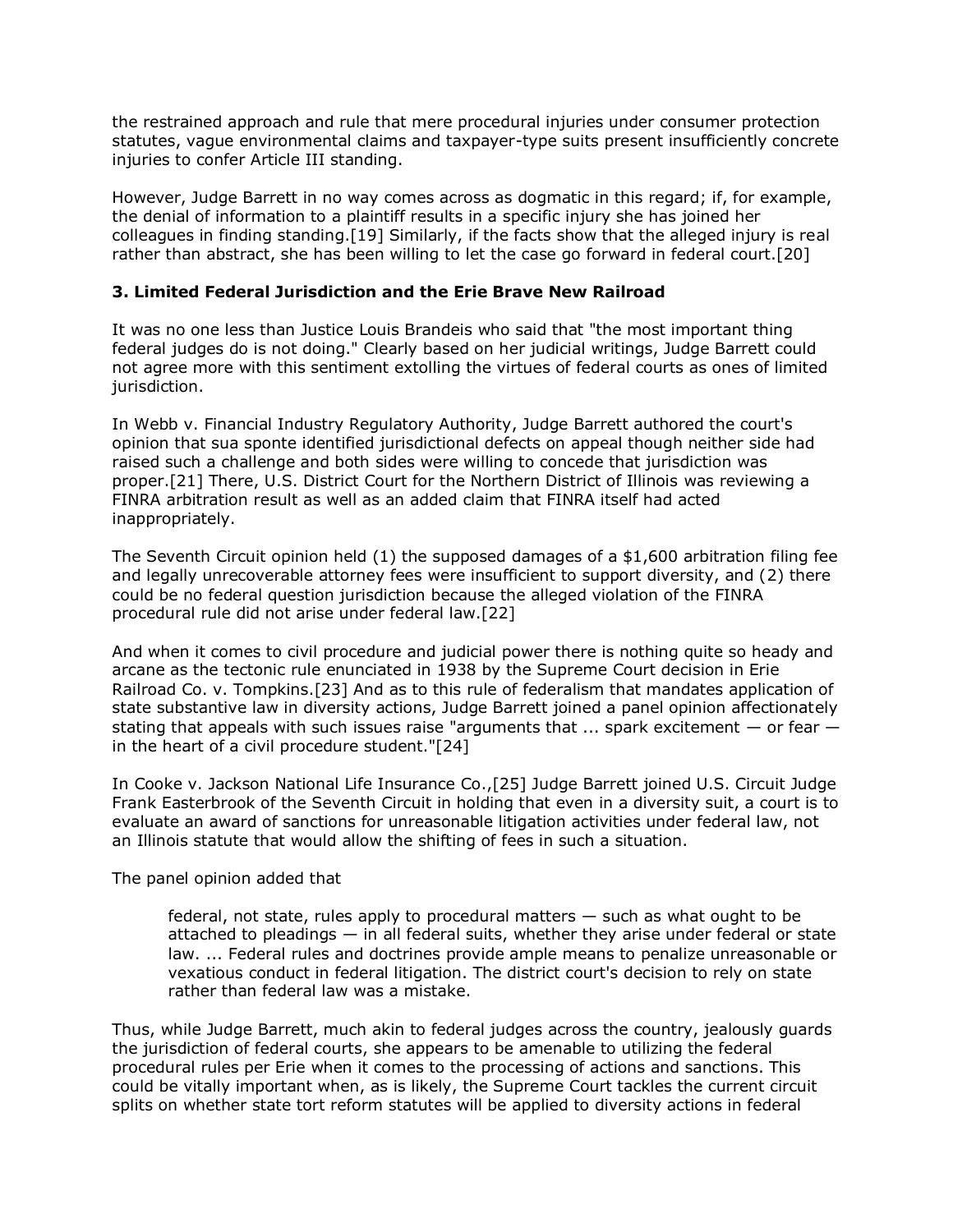the restrained approach and rule that mere procedural injuries under consumer protection statutes, vague environmental claims and taxpayer-type suits present insufficiently concrete injuries to confer Article III standing.

However, Judge Barrett in no way comes across as dogmatic in this regard; if, for example, the denial of information to a plaintiff results in a specific injury she has joined her colleagues in finding standing.[19] Similarly, if the facts show that the alleged injury is real rather than abstract, she has been willing to let the case go forward in federal court.[20]

### 3. Limited Federal Jurisdiction and the Erie Brave New Railroad

It was no one less than Justice Louis Brandeis who said that "the most important thing federal judges do is not doing." Clearly based on her judicial writings, Judge Barrett could not agree more with this sentiment extolling the virtues of federal courts as ones of limited jurisdiction.

In Webb v. Financial Industry Regulatory Authority, Judge Barrett authored the court's opinion that sua sponte identified jurisdictional defects on appeal though neither side had raised such a challenge and both sides were willing to concede that jurisdiction was proper.[21] There, U.S. District Court for the Northern District of Illinois was reviewing a FINRA arbitration result as well as an added claim that FINRA itself had acted inappropriately.

The Seventh Circuit opinion held (1) the supposed damages of a $1,600 arbitration filing fee and legally unrecoverable attorney fees were insufficient to support diversity, and (2) there could be no federal question jurisdiction because the alleged violation of the FINRA procedural rule did not arise under federal law.[22]

And when it comes to civil procedure and judicial power there is nothing quite so heady and arcane as the tectonic rule enunciated in 1938 by the Supreme Court decision in Erie Railroad Co. v. Tompkins.[23] And as to this rule of federalism that mandates application of state substantive law in diversity actions, Judge Barrett joined a panel opinion affectionately stating that appeals with such issues raise "arguments that ... spark excitement — or fear — in the heart of a civil procedure student."[24]

In Cooke v. Jackson National Life Insurance Co.,[25] Judge Barrett joined U.S. Circuit Judge Frank Easterbrook of the Seventh Circuit in holding that even in a diversity suit, a court is to evaluate an award of sanctions for unreasonable litigation activities under federal law, not an Illinois statute that would allow the shifting of fees in such a situation.

The panel opinion added that

> federal, not state, rules apply to procedural matters — such as what ought to be attached to pleadings — in all federal suits, whether they arise under federal or state law. ... Federal rules and doctrines provide ample means to penalize unreasonable or vexatious conduct in federal litigation. The district court's decision to rely on state rather than federal law was a mistake.

Thus, while Judge Barrett, much akin to federal judges across the country, jealously guards the jurisdiction of federal courts, she appears to be amenable to utilizing the federal procedural rules per Erie when it comes to the processing of actions and sanctions. This could be vitally important when, as is likely, the Supreme Court tackles the current circuit splits on whether state tort reform statutes will be applied to diversity actions in federal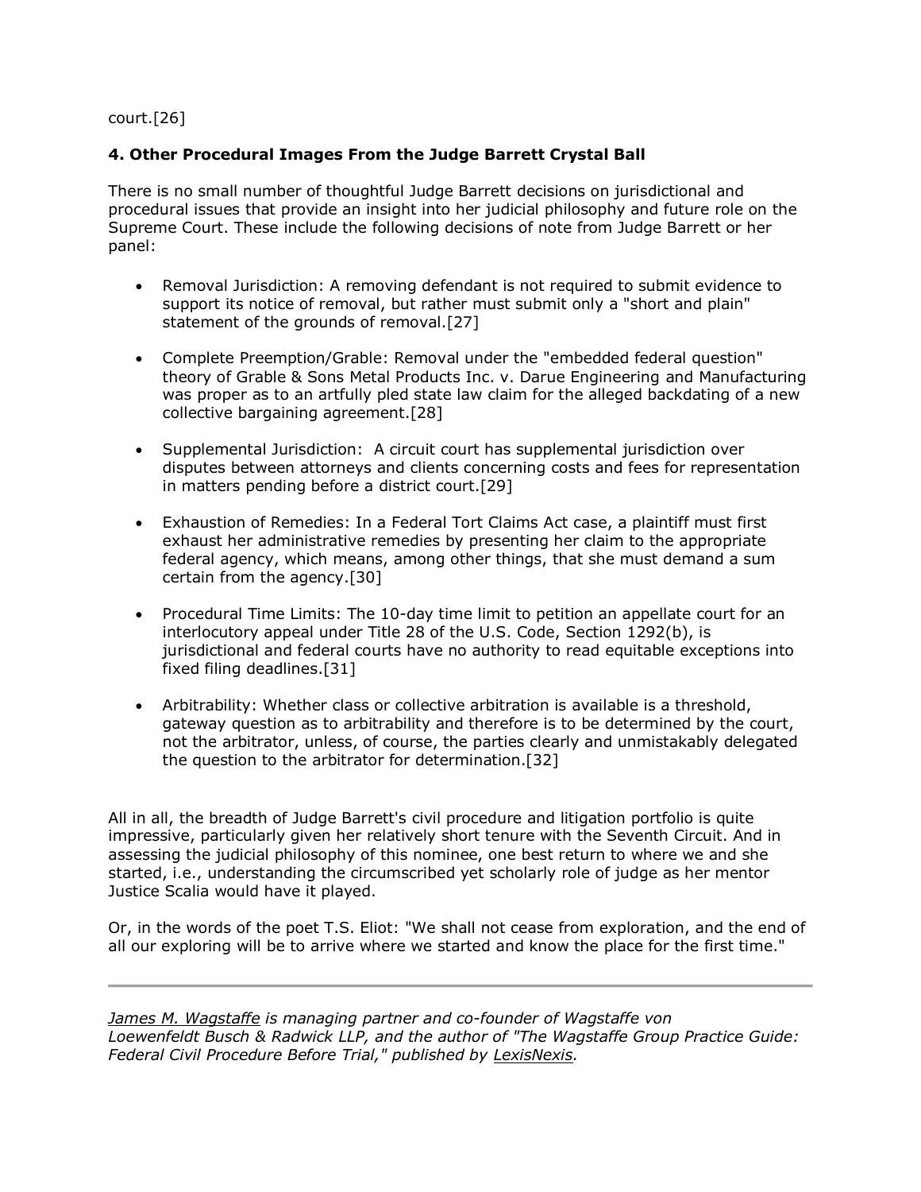court.[26]

**4. Other Procedural Images From the Judge Barrett Crystal Ball**

There is no small number of thoughtful Judge Barrett decisions on jurisdictional and procedural issues that provide an insight into her judicial philosophy and future role on the Supreme Court. These include the following decisions of note from Judge Barrett or her panel:

- Removal Jurisdiction: A removing defendant is not required to submit evidence to support its notice of removal, but rather must submit only a "short and plain" statement of the grounds of removal.[27]
- Complete Preemption/Grable: Removal under the "embedded federal question" theory of Grable & Sons Metal Products Inc. v. Darue Engineering and Manufacturing was proper as to an artfully pled state law claim for the alleged backdating of a new collective bargaining agreement.[28]
- Supplemental Jurisdiction: A circuit court has supplemental jurisdiction over disputes between attorneys and clients concerning costs and fees for representation in matters pending before a district court.[29]
- Exhaustion of Remedies: In a Federal Tort Claims Act case, a plaintiff must first exhaust her administrative remedies by presenting her claim to the appropriate federal agency, which means, among other things, that she must demand a sum certain from the agency.[30]
- Procedural Time Limits: The 10-day time limit to petition an appellate court for an interlocutory appeal under Title 28 of the U.S. Code, Section 1292(b), is jurisdictional and federal courts have no authority to read equitable exceptions into fixed filing deadlines.[31]
- Arbitrability: Whether class or collective arbitration is available is a threshold, gateway question as to arbitrability and therefore is to be determined by the court, not the arbitrator, unless, of course, the parties clearly and unmistakably delegated the question to the arbitrator for determination.[32]

All in all, the breadth of Judge Barrett's civil procedure and litigation portfolio is quite impressive, particularly given her relatively short tenure with the Seventh Circuit. And in assessing the judicial philosophy of this nominee, one best return to where we and she started, i.e., understanding the circumscribed yet scholarly role of judge as her mentor Justice Scalia would have it played.

Or, in the words of the poet T.S. Eliot: "We shall not cease from exploration, and the end of all our exploring will be to arrive where we started and know the place for the first time."

---

*James M. Wagstaffe is managing partner and co-founder of Wagstaffe von Loewenfeldt Busch & Radwick LLP, and the author of "The Wagstaffe Group Practice Guide: Federal Civil Procedure Before Trial," published by LexisNexis.*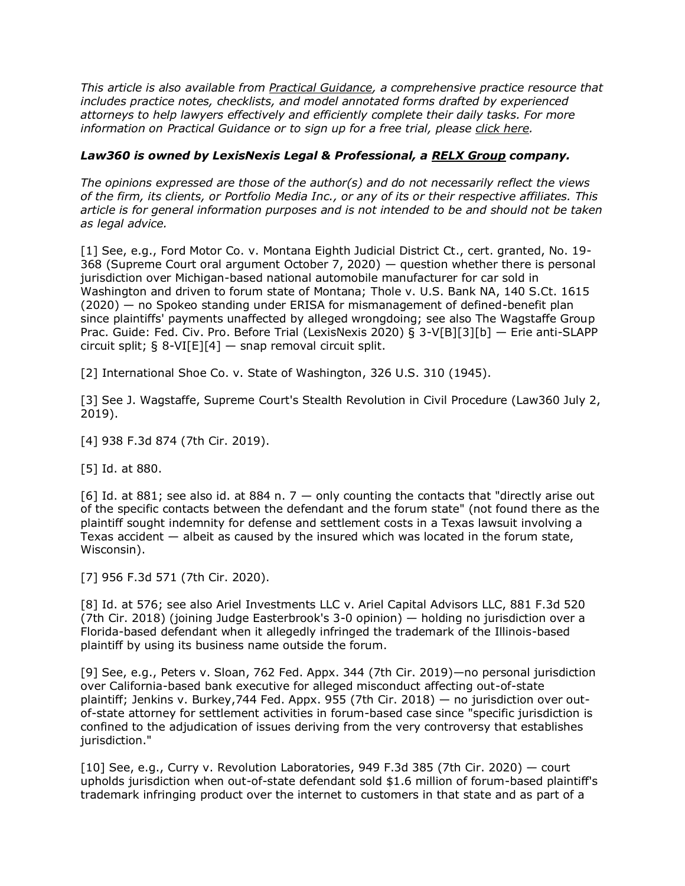*This article is also available from Practical Guidance, a comprehensive practice resource that includes practice notes, checklists, and model annotated forms drafted by experienced attorneys to help lawyers effectively and efficiently complete their daily tasks. For more information on Practical Guidance or to sign up for a free trial, please click here.*

***Law360 is owned by LexisNexis Legal & Professional, a RELX Group company.***

*The opinions expressed are those of the author(s) and do not necessarily reflect the views of the firm, its clients, or Portfolio Media Inc., or any of its or their respective affiliates. This article is for general information purposes and is not intended to be and should not be taken as legal advice.*

[1] See, e.g., Ford Motor Co. v. Montana Eighth Judicial District Ct., cert. granted, No. 19-368 (Supreme Court oral argument October 7, 2020) — question whether there is personal jurisdiction over Michigan-based national automobile manufacturer for car sold in Washington and driven to forum state of Montana; Thole v. U.S. Bank NA, 140 S.Ct. 1615 (2020) — no Spokeo standing under ERISA for mismanagement of defined-benefit plan since plaintiffs' payments unaffected by alleged wrongdoing; see also The Wagstaffe Group Prac. Guide: Fed. Civ. Pro. Before Trial (LexisNexis 2020) § 3-V[B][3][b] — Erie anti-SLAPP circuit split; § 8-VI[E][4] — snap removal circuit split.

[2] International Shoe Co. v. State of Washington, 326 U.S. 310 (1945).

[3] See J. Wagstaffe, Supreme Court's Stealth Revolution in Civil Procedure (Law360 July 2, 2019).

[4] 938 F.3d 874 (7th Cir. 2019).

[5] Id. at 880.

[6] Id. at 881; see also id. at 884 n. 7 — only counting the contacts that "directly arise out of the specific contacts between the defendant and the forum state" (not found there as the plaintiff sought indemnity for defense and settlement costs in a Texas lawsuit involving a Texas accident — albeit as caused by the insured which was located in the forum state, Wisconsin).

[7] 956 F.3d 571 (7th Cir. 2020).

[8] Id. at 576; see also Ariel Investments LLC v. Ariel Capital Advisors LLC, 881 F.3d 520 (7th Cir. 2018) (joining Judge Easterbrook's 3-0 opinion) — holding no jurisdiction over a Florida-based defendant when it allegedly infringed the trademark of the Illinois-based plaintiff by using its business name outside the forum.

[9] See, e.g., Peters v. Sloan, 762 Fed. Appx. 344 (7th Cir. 2019)—no personal jurisdiction over California-based bank executive for alleged misconduct affecting out-of-state plaintiff; Jenkins v. Burkey,744 Fed. Appx. 955 (7th Cir. 2018) — no jurisdiction over out-of-state attorney for settlement activities in forum-based case since "specific jurisdiction is confined to the adjudication of issues deriving from the very controversy that establishes jurisdiction."

[10] See, e.g., Curry v. Revolution Laboratories, 949 F.3d 385 (7th Cir. 2020) — court upholds jurisdiction when out-of-state defendant sold $1.6 million of forum-based plaintiff's trademark infringing product over the internet to customers in that state and as part of a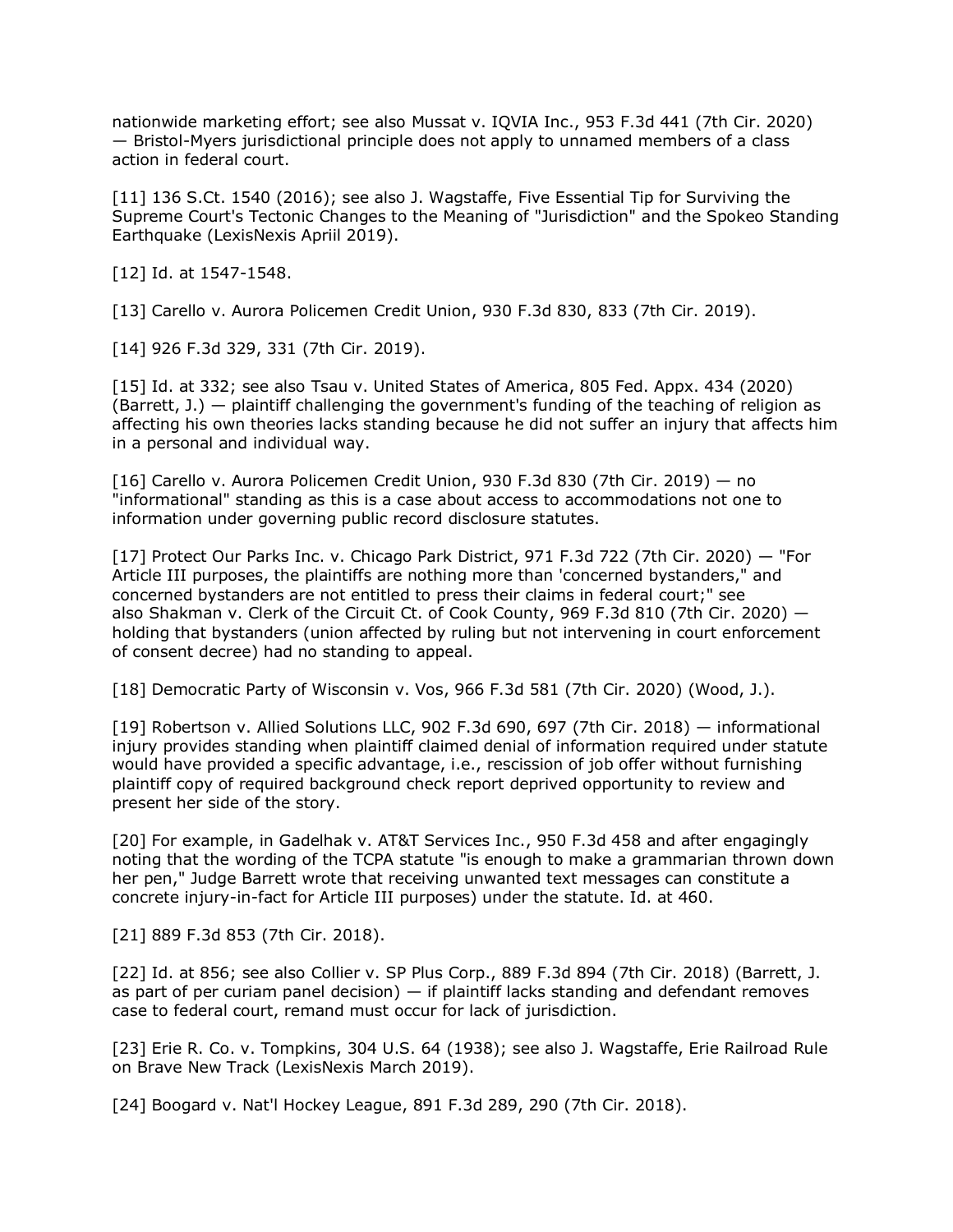nationwide marketing effort; see also Mussat v. IQVIA Inc., 953 F.3d 441 (7th Cir. 2020) — Bristol-Myers jurisdictional principle does not apply to unnamed members of a class action in federal court.

[11] 136 S.Ct. 1540 (2016); see also J. Wagstaffe, Five Essential Tip for Surviving the Supreme Court's Tectonic Changes to the Meaning of "Jurisdiction" and the Spokeo Standing Earthquake (LexisNexis Apriil 2019).

[12] Id. at 1547-1548.

[13] Carello v. Aurora Policemen Credit Union, 930 F.3d 830, 833 (7th Cir. 2019).

[14] 926 F.3d 329, 331 (7th Cir. 2019).

[15] Id. at 332; see also Tsau v. United States of America, 805 Fed. Appx. 434 (2020) (Barrett, J.) — plaintiff challenging the government's funding of the teaching of religion as affecting his own theories lacks standing because he did not suffer an injury that affects him in a personal and individual way.

[16] Carello v. Aurora Policemen Credit Union, 930 F.3d 830 (7th Cir. 2019) — no "informational" standing as this is a case about access to accommodations not one to information under governing public record disclosure statutes.

[17] Protect Our Parks Inc. v. Chicago Park District, 971 F.3d 722 (7th Cir. 2020) — "For Article III purposes, the plaintiffs are nothing more than 'concerned bystanders," and concerned bystanders are not entitled to press their claims in federal court;" see also Shakman v. Clerk of the Circuit Ct. of Cook County, 969 F.3d 810 (7th Cir. 2020) — holding that bystanders (union affected by ruling but not intervening in court enforcement of consent decree) had no standing to appeal.

[18] Democratic Party of Wisconsin v. Vos, 966 F.3d 581 (7th Cir. 2020) (Wood, J.).

[19] Robertson v. Allied Solutions LLC, 902 F.3d 690, 697 (7th Cir. 2018) — informational injury provides standing when plaintiff claimed denial of information required under statute would have provided a specific advantage, i.e., rescission of job offer without furnishing plaintiff copy of required background check report deprived opportunity to review and present her side of the story.

[20] For example, in Gadelhak v. AT&T Services Inc., 950 F.3d 458 and after engagingly noting that the wording of the TCPA statute "is enough to make a grammarian thrown down her pen," Judge Barrett wrote that receiving unwanted text messages can constitute a concrete injury-in-fact for Article III purposes) under the statute. Id. at 460.

[21] 889 F.3d 853 (7th Cir. 2018).

[22] Id. at 856; see also Collier v. SP Plus Corp., 889 F.3d 894 (7th Cir. 2018) (Barrett, J. as part of per curiam panel decision) — if plaintiff lacks standing and defendant removes case to federal court, remand must occur for lack of jurisdiction.

[23] Erie R. Co. v. Tompkins, 304 U.S. 64 (1938); see also J. Wagstaffe, Erie Railroad Rule on Brave New Track (LexisNexis March 2019).

[24] Boogard v. Nat'l Hockey League, 891 F.3d 289, 290 (7th Cir. 2018).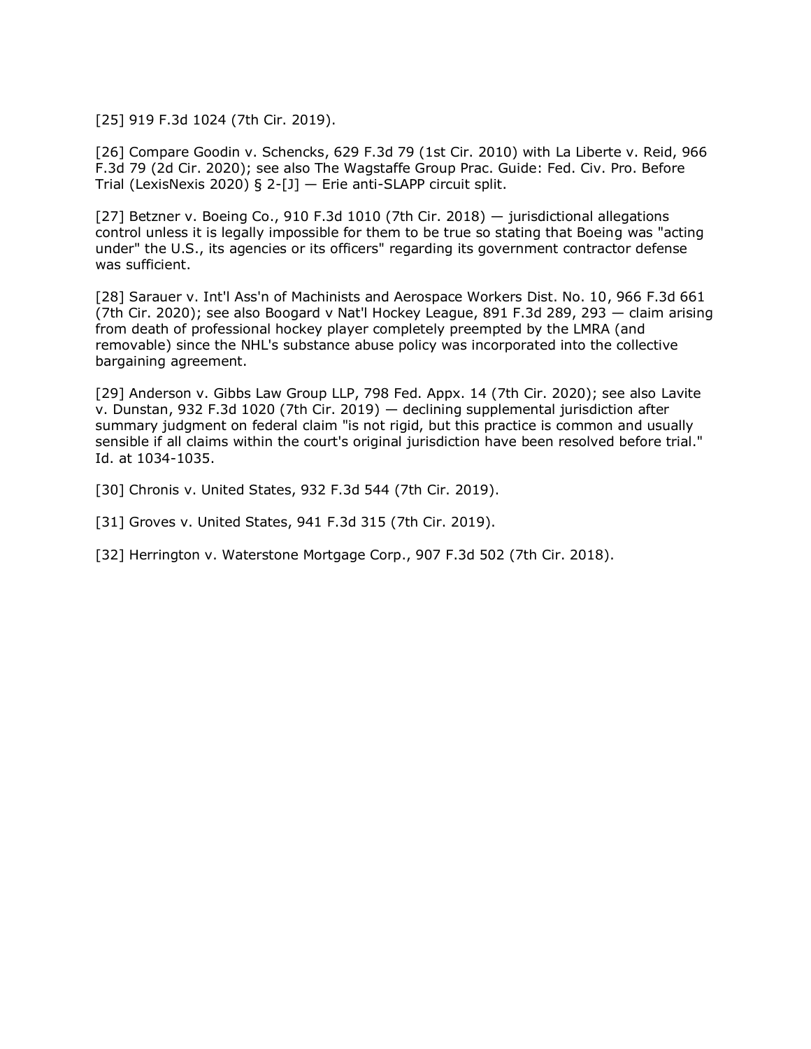[25] 919 F.3d 1024 (7th Cir. 2019).

[26] Compare Goodin v. Schencks, 629 F.3d 79 (1st Cir. 2010) with La Liberte v. Reid, 966 F.3d 79 (2d Cir. 2020); see also The Wagstaffe Group Prac. Guide: Fed. Civ. Pro. Before Trial (LexisNexis 2020) § 2-[J] — Erie anti-SLAPP circuit split.

[27] Betzner v. Boeing Co., 910 F.3d 1010 (7th Cir. 2018) — jurisdictional allegations control unless it is legally impossible for them to be true so stating that Boeing was "acting under" the U.S., its agencies or its officers" regarding its government contractor defense was sufficient.

[28] Sarauer v. Int'l Ass'n of Machinists and Aerospace Workers Dist. No. 10, 966 F.3d 661 (7th Cir. 2020); see also Boogard v Nat'l Hockey League, 891 F.3d 289, 293 — claim arising from death of professional hockey player completely preempted by the LMRA (and removable) since the NHL's substance abuse policy was incorporated into the collective bargaining agreement.

[29] Anderson v. Gibbs Law Group LLP, 798 Fed. Appx. 14 (7th Cir. 2020); see also Lavite v. Dunstan, 932 F.3d 1020 (7th Cir. 2019) — declining supplemental jurisdiction after summary judgment on federal claim "is not rigid, but this practice is common and usually sensible if all claims within the court's original jurisdiction have been resolved before trial." Id. at 1034-1035.

[30] Chronis v. United States, 932 F.3d 544 (7th Cir. 2019).

[31] Groves v. United States, 941 F.3d 315 (7th Cir. 2019).

[32] Herrington v. Waterstone Mortgage Corp., 907 F.3d 502 (7th Cir. 2018).